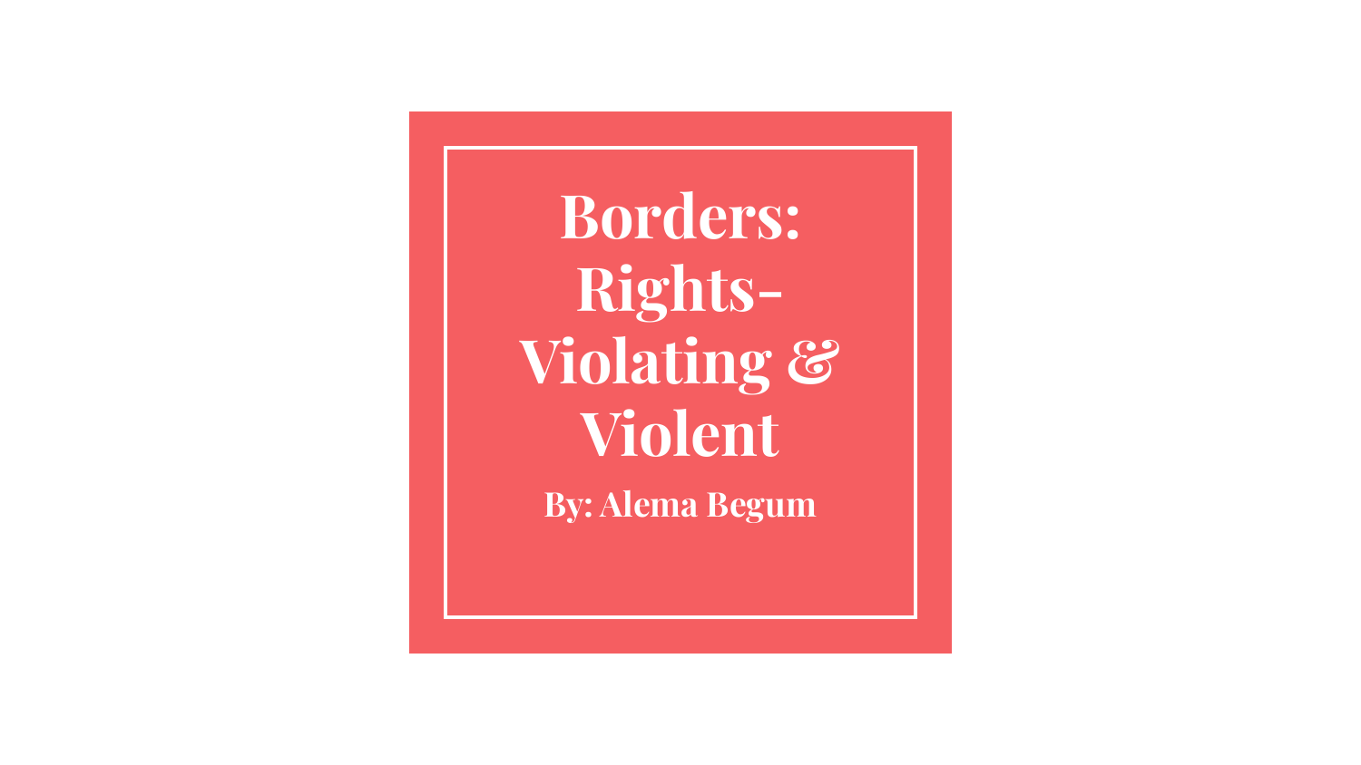# Borders: Rights-Violating & Violent

**By: Alema Begum**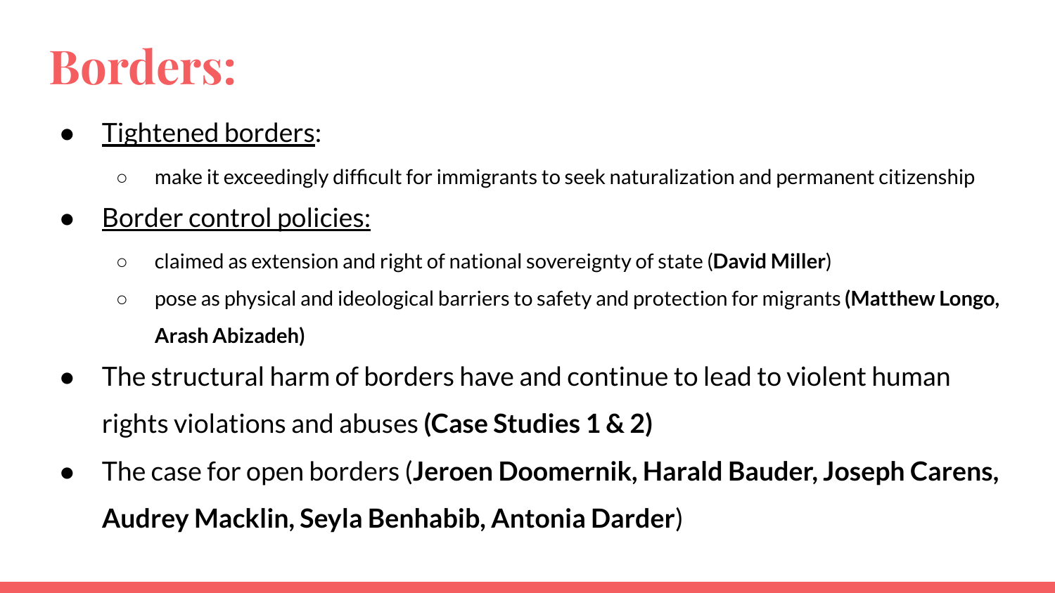# Borders:

- Tightened borders:
  - make it exceedingly difficult for immigrants to seek naturalization and permanent citizenship
- Border control policies:
  - claimed as extension and right of national sovereignty of state (**David Miller**)
  - pose as physical and ideological barriers to safety and protection for migrants **(Matthew Longo, Arash Abizadeh)**
- The structural harm of borders have and continue to lead to violent human rights violations and abuses **(Case Studies 1 & 2)**
- The case for open borders (**Jeroen Doomernik, Harald Bauder, Joseph Carens, Audrey Macklin, Seyla Benhabib, Antonia Darder**)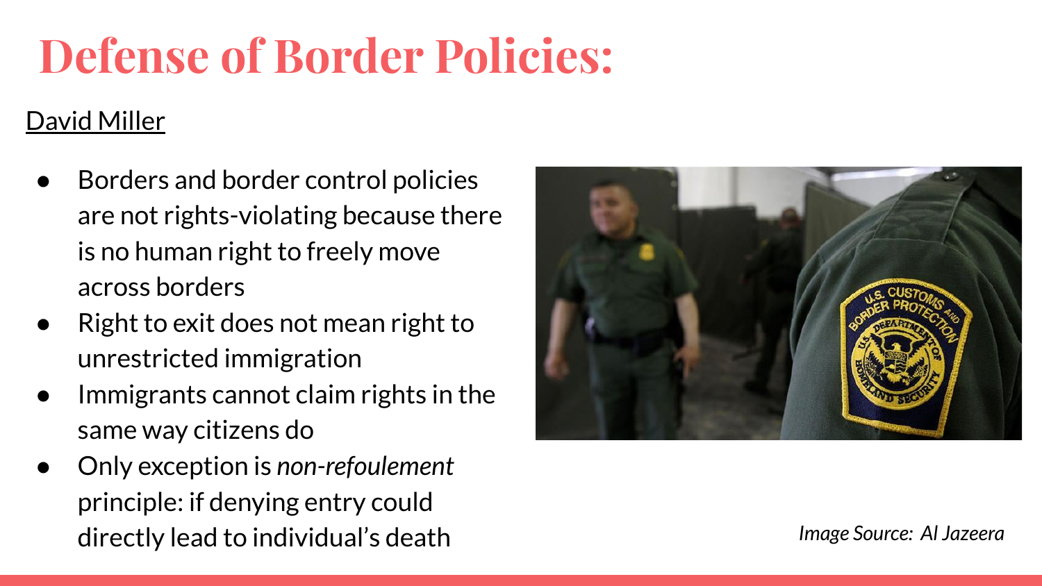# Defense of Border Policies:

David Miller

- Borders and border control policies are not rights-violating because there is no human right to freely move across borders
- Right to exit does not mean right to unrestricted immigration
- Immigrants cannot claim rights in the same way citizens do
- Only exception is *non-refoulement* principle: if denying entry could directly lead to individual's death

*Image Source: Al Jazeera*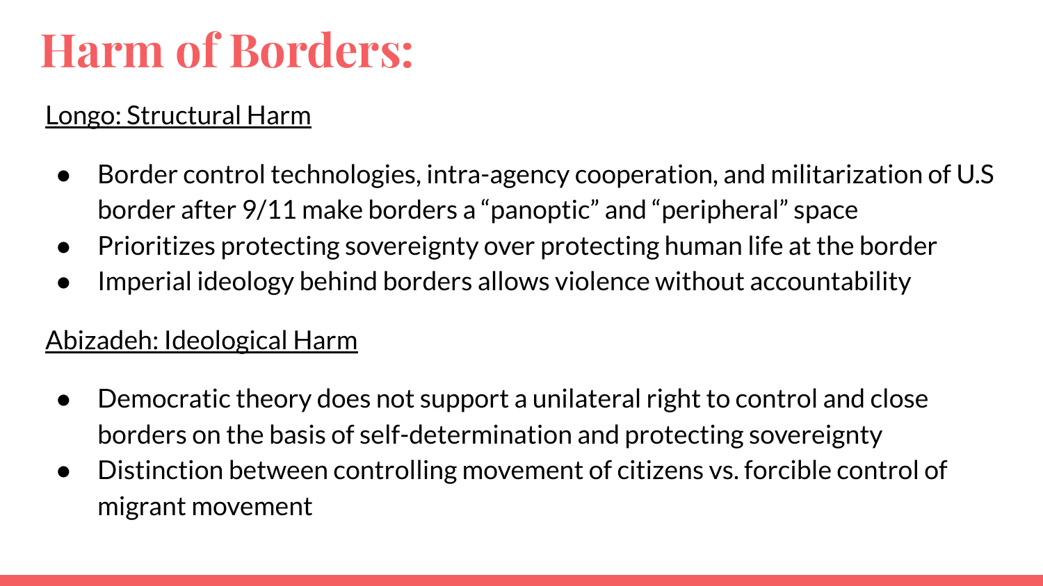# Harm of Borders:

Longo: Structural Harm

- Border control technologies, intra-agency cooperation, and militarization of U.S border after 9/11 make borders a “panoptic” and “peripheral” space
- Prioritizes protecting sovereignty over protecting human life at the border
- Imperial ideology behind borders allows violence without accountability

Abizadeh: Ideological Harm

- Democratic theory does not support a unilateral right to control and close borders on the basis of self-determination and protecting sovereignty
- Distinction between controlling movement of citizens vs. forcible control of migrant movement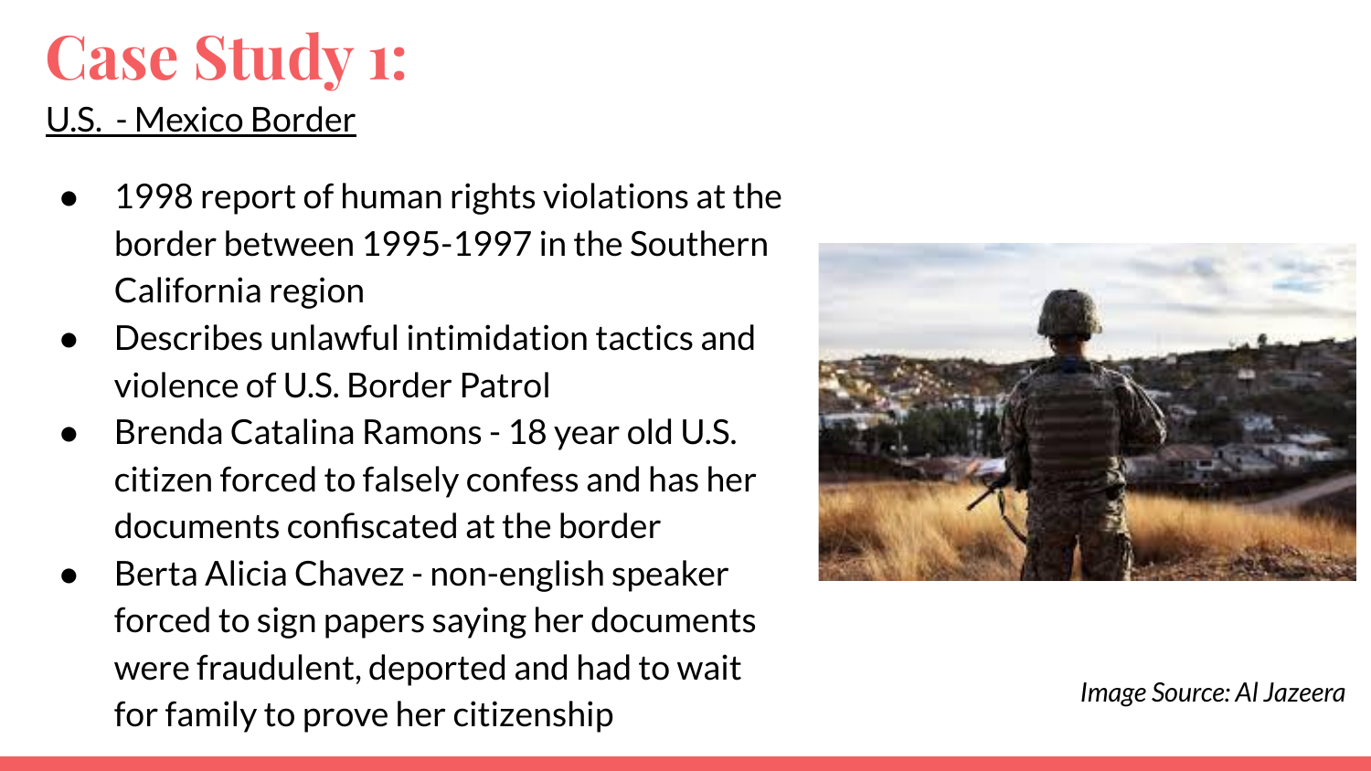# Case Study 1:

U.S. - Mexico Border

- 1998 report of human rights violations at the border between 1995-1997 in the Southern California region
- Describes unlawful intimidation tactics and violence of U.S. Border Patrol
- Brenda Catalina Ramons - 18 year old U.S. citizen forced to falsely confess and has her documents confiscated at the border
- Berta Alicia Chavez - non-english speaker forced to sign papers saying her documents were fraudulent, deported and had to wait for family to prove her citizenship

*Image Source: Al Jazeera*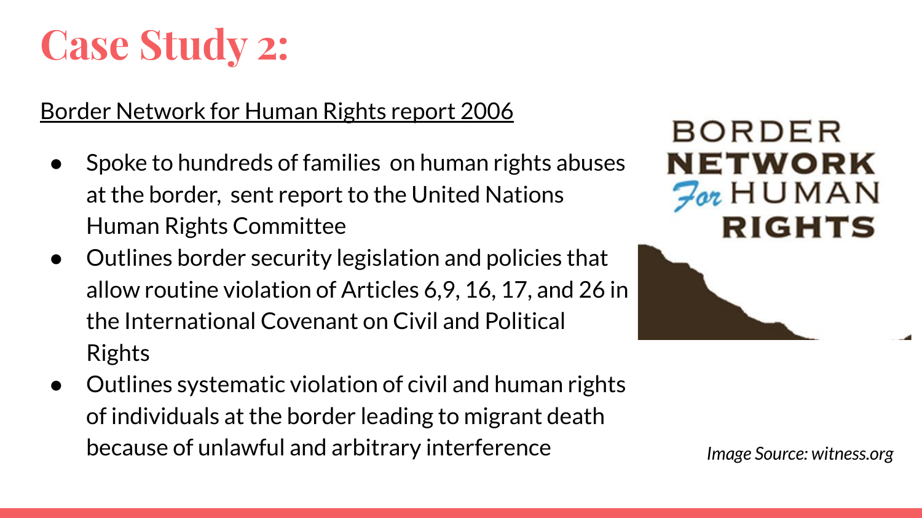# Case Study 2:

Border Network for Human Rights report 2006

- Spoke to hundreds of families on human rights abuses at the border, sent report to the United Nations Human Rights Committee
- Outlines border security legislation and policies that allow routine violation of Articles 6,9, 16, 17, and 26 in the International Covenant on Civil and Political Rights
- Outlines systematic violation of civil and human rights of individuals at the border leading to migrant death because of unlawful and arbitrary interference

*Image Source: witness.org*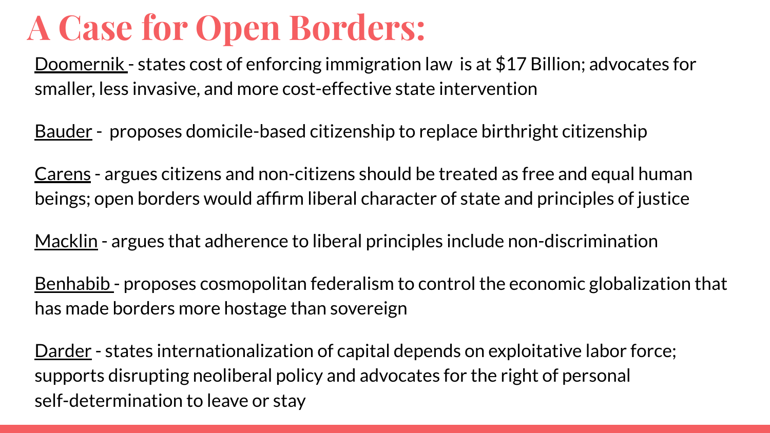# A Case for Open Borders:

Doomernik - states cost of enforcing immigration law is at $17 Billion; advocates for smaller, less invasive, and more cost-effective state intervention

Bauder - proposes domicile-based citizenship to replace birthright citizenship

Carens - argues citizens and non-citizens should be treated as free and equal human beings; open borders would affirm liberal character of state and principles of justice

Macklin - argues that adherence to liberal principles include non-discrimination

Benhabib - proposes cosmopolitan federalism to control the economic globalization that has made borders more hostage than sovereign

Darder - states internationalization of capital depends on exploitative labor force; supports disrupting neoliberal policy and advocates for the right of personal self-determination to leave or stay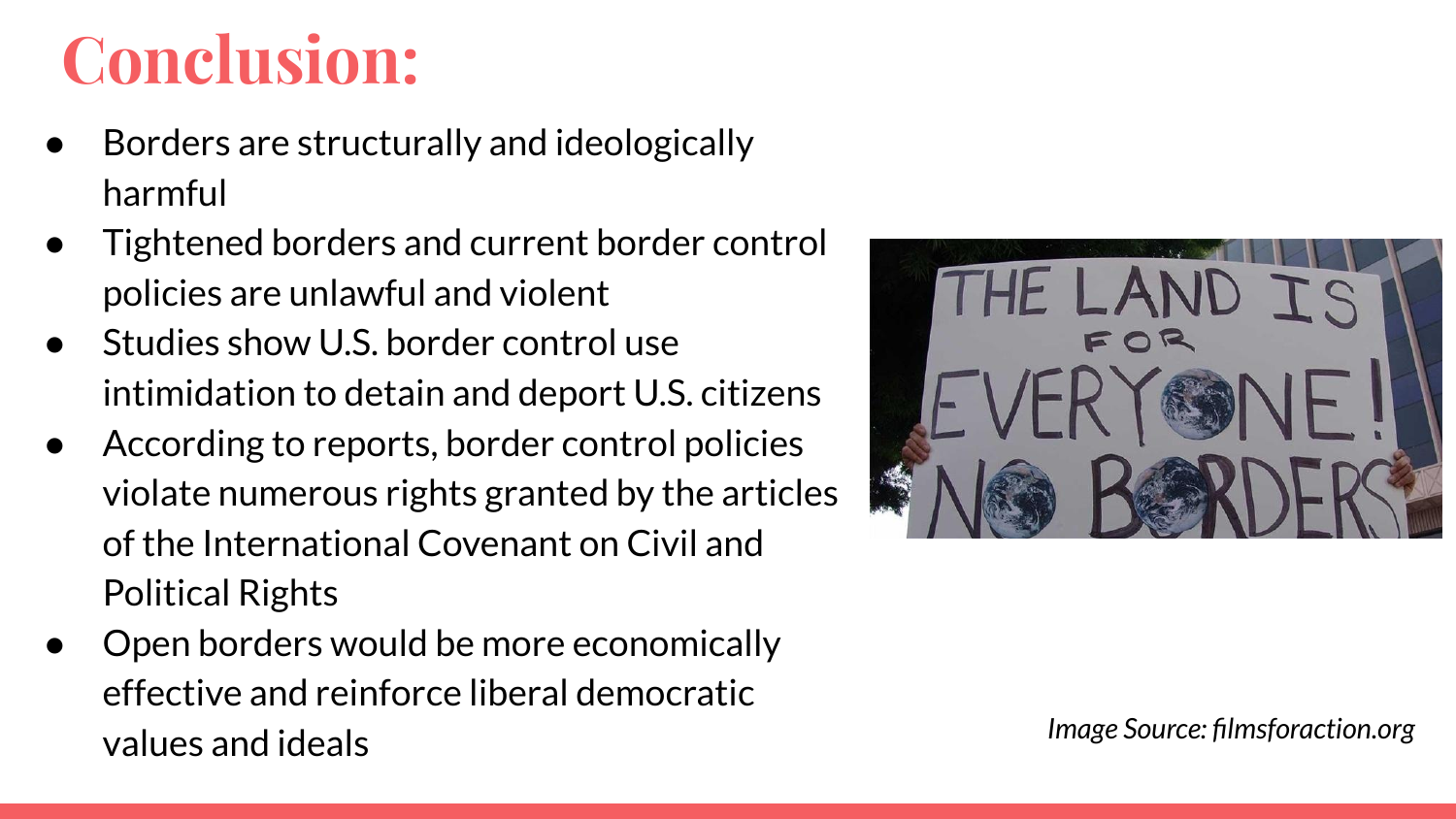# Conclusion:

- Borders are structurally and ideologically harmful
- Tightened borders and current border control policies are unlawful and violent
- Studies show U.S. border control use intimidation to detain and deport U.S. citizens
- According to reports, border control policies violate numerous rights granted by the articles of the International Covenant on Civil and Political Rights
- Open borders would be more economically effective and reinforce liberal democratic values and ideals

*Image Source: filmsforaction.org*